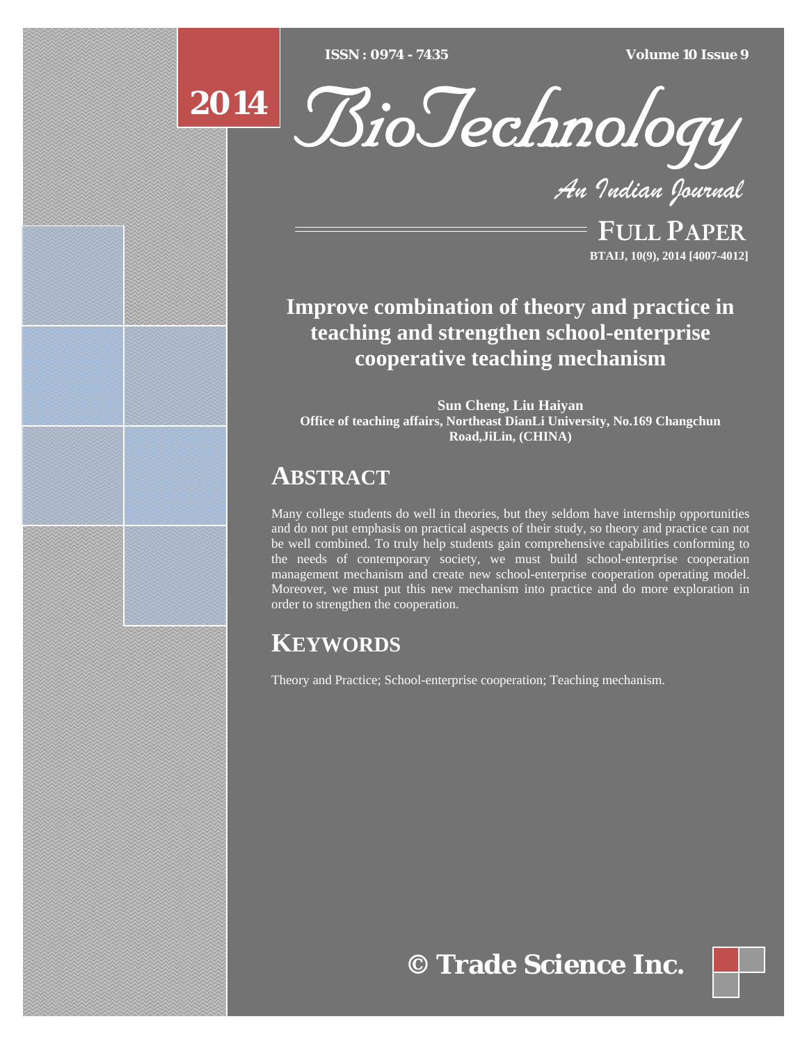# Improve combination of theory and practice in teaching and strengthen school-enterprise cooperative teaching mechanism

**Sun Cheng, Liu Haiyan**
**Office of teaching affairs, Northeast DianLi University, No.169 Changchun Road,JiLin, (CHINA)**

## ABSTRACT

Many college students do well in theories, but they seldom have internship opportunities and do not put emphasis on practical aspects of their study, so theory and practice can not be well combined. To truly help students gain comprehensive capabilities conforming to the needs of contemporary society, we must build school-enterprise cooperation management mechanism and create new school-enterprise cooperation operating model. Moreover, we must put this new mechanism into practice and do more exploration in order to strengthen the cooperation.

## KEYWORDS

Theory and Practice; School-enterprise cooperation; Teaching mechanism.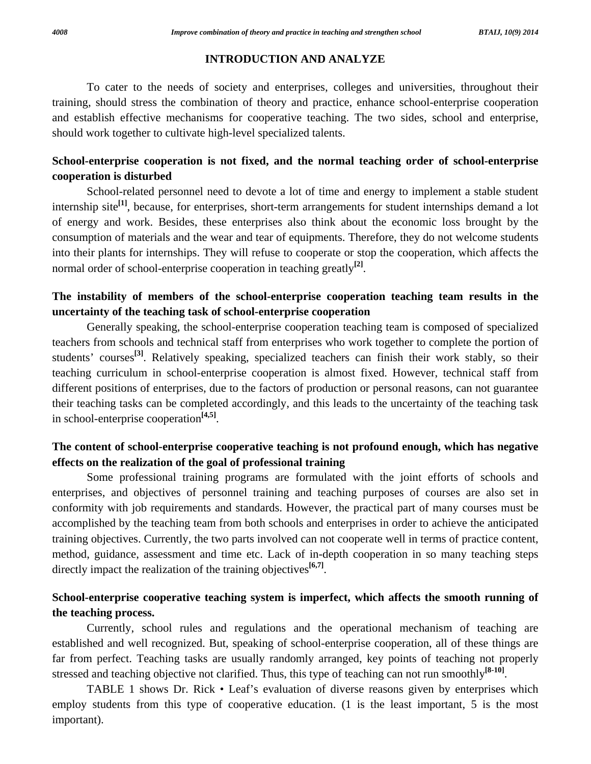## INTRODUCTION AND ANALYZE

To cater to the needs of society and enterprises, colleges and universities, throughout their training, should stress the combination of theory and practice, enhance school-enterprise cooperation and establish effective mechanisms for cooperative teaching. The two sides, school and enterprise, should work together to cultivate high-level specialized talents.

### School-enterprise cooperation is not fixed, and the normal teaching order of school-enterprise cooperation is disturbed

School-related personnel need to devote a lot of time and energy to implement a stable student internship site[1], because, for enterprises, short-term arrangements for student internships demand a lot of energy and work. Besides, these enterprises also think about the economic loss brought by the consumption of materials and the wear and tear of equipments. Therefore, they do not welcome students into their plants for internships. They will refuse to cooperate or stop the cooperation, which affects the normal order of school-enterprise cooperation in teaching greatly[2].

### The instability of members of the school-enterprise cooperation teaching team results in the uncertainty of the teaching task of school-enterprise cooperation

Generally speaking, the school-enterprise cooperation teaching team is composed of specialized teachers from schools and technical staff from enterprises who work together to complete the portion of students' courses[3]. Relatively speaking, specialized teachers can finish their work stably, so their teaching curriculum in school-enterprise cooperation is almost fixed. However, technical staff from different positions of enterprises, due to the factors of production or personal reasons, can not guarantee their teaching tasks can be completed accordingly, and this leads to the uncertainty of the teaching task in school-enterprise cooperation[4,5].

### The content of school-enterprise cooperative teaching is not profound enough, which has negative effects on the realization of the goal of professional training

Some professional training programs are formulated with the joint efforts of schools and enterprises, and objectives of personnel training and teaching purposes of courses are also set in conformity with job requirements and standards. However, the practical part of many courses must be accomplished by the teaching team from both schools and enterprises in order to achieve the anticipated training objectives. Currently, the two parts involved can not cooperate well in terms of practice content, method, guidance, assessment and time etc. Lack of in-depth cooperation in so many teaching steps directly impact the realization of the training objectives[6,7].

### School-enterprise cooperative teaching system is imperfect, which affects the smooth running of the teaching process.

Currently, school rules and regulations and the operational mechanism of teaching are established and well recognized. But, speaking of school-enterprise cooperation, all of these things are far from perfect. Teaching tasks are usually randomly arranged, key points of teaching not properly stressed and teaching objective not clarified. Thus, this type of teaching can not run smoothly[8-10].

TABLE 1 shows Dr. Rick • Leaf's evaluation of diverse reasons given by enterprises which employ students from this type of cooperative education. (1 is the least important, 5 is the most important).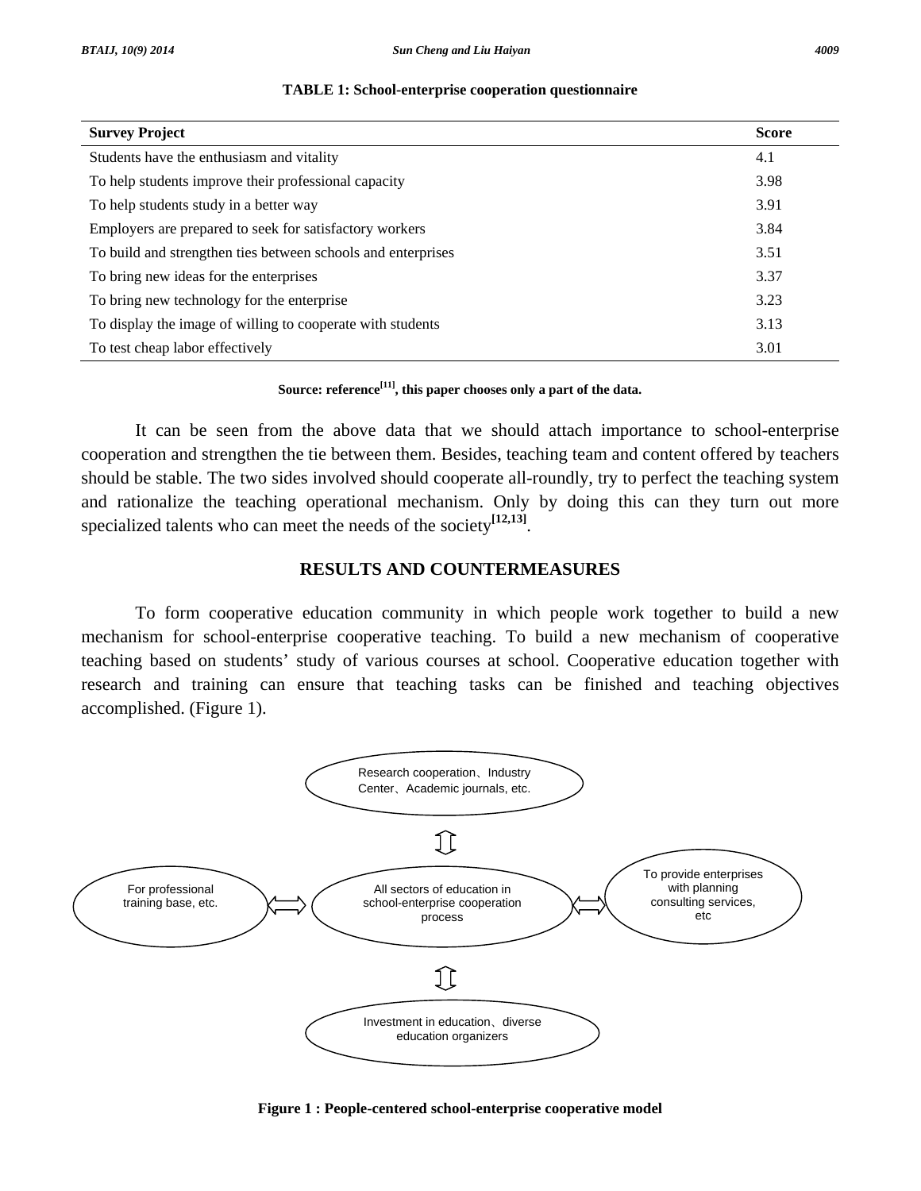**TABLE 1: School-enterprise cooperation questionnaire**

| Survey Project | Score |
|---|---|
| Students have the enthusiasm and vitality | 4.1 |
| To help students improve their professional capacity | 3.98 |
| To help students study in a better way | 3.91 |
| Employers are prepared to seek for satisfactory workers | 3.84 |
| To build and strengthen ties between schools and enterprises | 3.51 |
| To bring new ideas for the enterprises | 3.37 |
| To bring new technology for the enterprise | 3.23 |
| To display the image of willing to cooperate with students | 3.13 |
| To test cheap labor effectively | 3.01 |

**Source: reference[11], this paper chooses only a part of the data.**

It can be seen from the above data that we should attach importance to school-enterprise cooperation and strengthen the tie between them. Besides, teaching team and content offered by teachers should be stable. The two sides involved should cooperate all-roundly, try to perfect the teaching system and rationalize the teaching operational mechanism. Only by doing this can they turn out more specialized talents who can meet the needs of the society[12,13].

## RESULTS AND COUNTERMEASURES

To form cooperative education community in which people work together to build a new mechanism for school-enterprise cooperative teaching. To build a new mechanism of cooperative teaching based on students' study of various courses at school. Cooperative education together with research and training can ensure that teaching tasks can be finished and teaching objectives accomplished. (Figure 1).

Research cooperation、Industry Center、Academic journals, etc.

For professional training base, etc.

All sectors of education in school-enterprise cooperation process

To provide enterprises with planning consulting services, etc

Investment in education、diverse education organizers

**Figure 1 : People-centered school-enterprise cooperative model**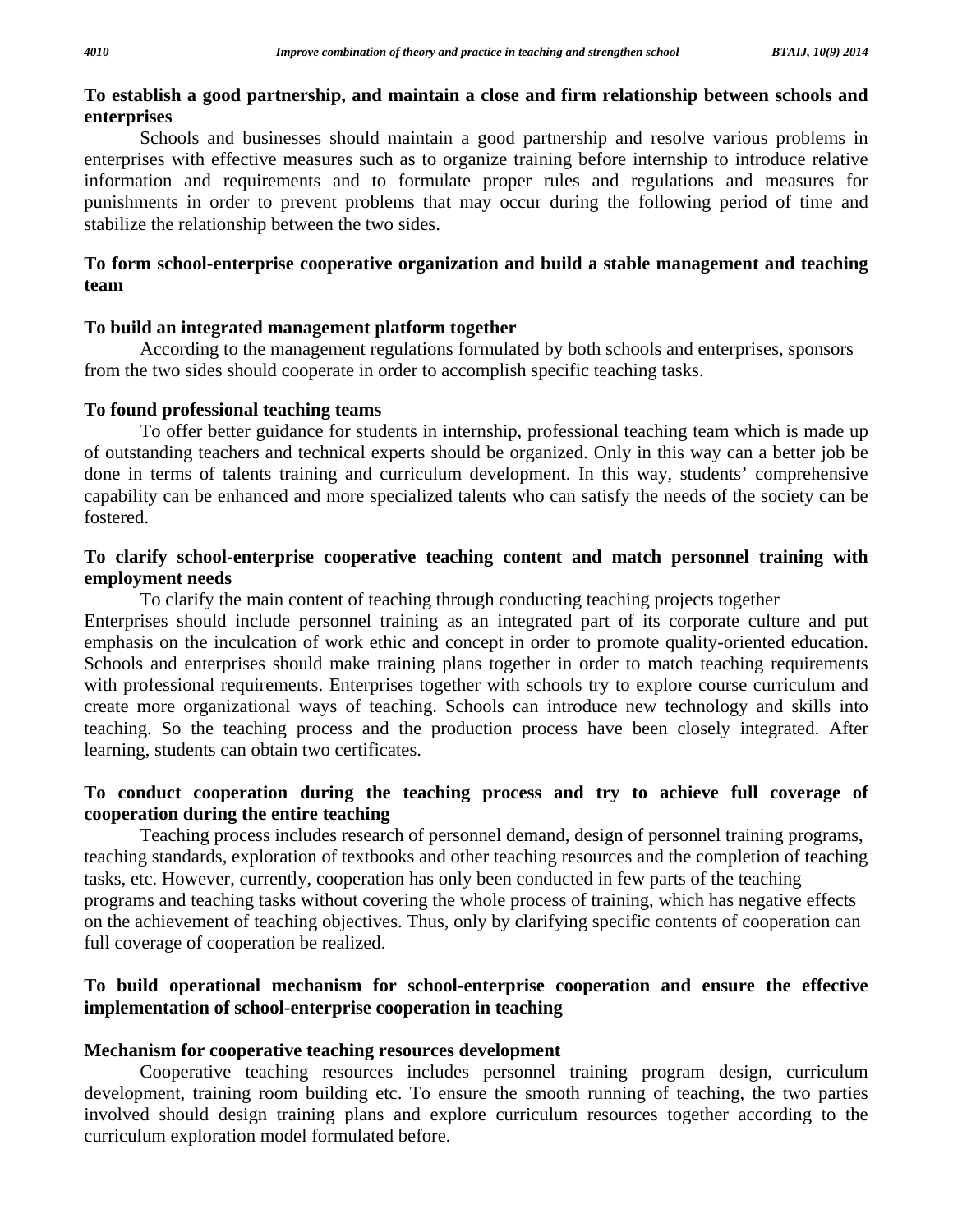### To establish a good partnership, and maintain a close and firm relationship between schools and enterprises

Schools and businesses should maintain a good partnership and resolve various problems in enterprises with effective measures such as to organize training before internship to introduce relative information and requirements and to formulate proper rules and regulations and measures for punishments in order to prevent problems that may occur during the following period of time and stabilize the relationship between the two sides.

### To form school-enterprise cooperative organization and build a stable management and teaching team

#### To build an integrated management platform together

According to the management regulations formulated by both schools and enterprises, sponsors from the two sides should cooperate in order to accomplish specific teaching tasks.

#### To found professional teaching teams

To offer better guidance for students in internship, professional teaching team which is made up of outstanding teachers and technical experts should be organized. Only in this way can a better job be done in terms of talents training and curriculum development. In this way, students' comprehensive capability can be enhanced and more specialized talents who can satisfy the needs of the society can be fostered.

### To clarify school-enterprise cooperative teaching content and match personnel training with employment needs

To clarify the main content of teaching through conducting teaching projects together

Enterprises should include personnel training as an integrated part of its corporate culture and put emphasis on the inculcation of work ethic and concept in order to promote quality-oriented education. Schools and enterprises should make training plans together in order to match teaching requirements with professional requirements. Enterprises together with schools try to explore course curriculum and create more organizational ways of teaching. Schools can introduce new technology and skills into teaching. So the teaching process and the production process have been closely integrated. After learning, students can obtain two certificates.

### To conduct cooperation during the teaching process and try to achieve full coverage of cooperation during the entire teaching

Teaching process includes research of personnel demand, design of personnel training programs, teaching standards, exploration of textbooks and other teaching resources and the completion of teaching tasks, etc. However, currently, cooperation has only been conducted in few parts of the teaching programs and teaching tasks without covering the whole process of training, which has negative effects on the achievement of teaching objectives. Thus, only by clarifying specific contents of cooperation can full coverage of cooperation be realized.

### To build operational mechanism for school-enterprise cooperation and ensure the effective implementation of school-enterprise cooperation in teaching

#### Mechanism for cooperative teaching resources development

Cooperative teaching resources includes personnel training program design, curriculum development, training room building etc. To ensure the smooth running of teaching, the two parties involved should design training plans and explore curriculum resources together according to the curriculum exploration model formulated before.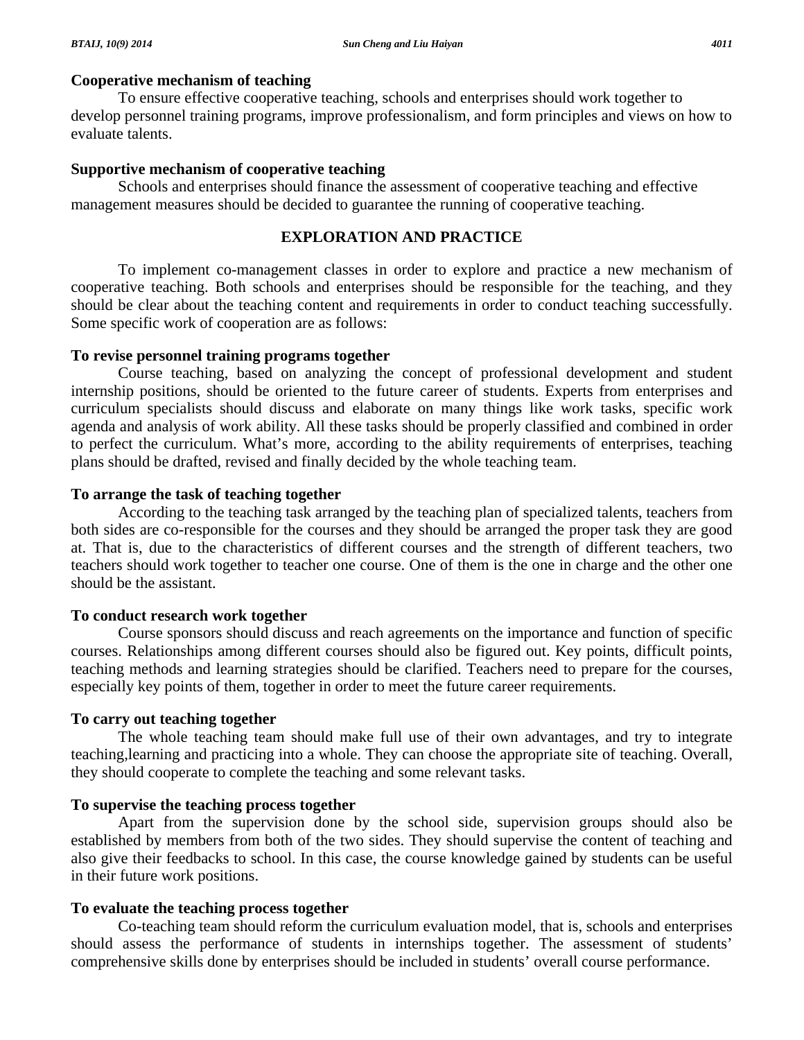**Cooperative mechanism of teaching**

To ensure effective cooperative teaching, schools and enterprises should work together to develop personnel training programs, improve professionalism, and form principles and views on how to evaluate talents.

**Supportive mechanism of cooperative teaching**

Schools and enterprises should finance the assessment of cooperative teaching and effective management measures should be decided to guarantee the running of cooperative teaching.

## EXPLORATION AND PRACTICE

To implement co-management classes in order to explore and practice a new mechanism of cooperative teaching. Both schools and enterprises should be responsible for the teaching, and they should be clear about the teaching content and requirements in order to conduct teaching successfully. Some specific work of cooperation are as follows:

**To revise personnel training programs together**

Course teaching, based on analyzing the concept of professional development and student internship positions, should be oriented to the future career of students. Experts from enterprises and curriculum specialists should discuss and elaborate on many things like work tasks, specific work agenda and analysis of work ability. All these tasks should be properly classified and combined in order to perfect the curriculum. What's more, according to the ability requirements of enterprises, teaching plans should be drafted, revised and finally decided by the whole teaching team.

**To arrange the task of teaching together**

According to the teaching task arranged by the teaching plan of specialized talents, teachers from both sides are co-responsible for the courses and they should be arranged the proper task they are good at. That is, due to the characteristics of different courses and the strength of different teachers, two teachers should work together to teacher one course. One of them is the one in charge and the other one should be the assistant.

**To conduct research work together**

Course sponsors should discuss and reach agreements on the importance and function of specific courses. Relationships among different courses should also be figured out. Key points, difficult points, teaching methods and learning strategies should be clarified. Teachers need to prepare for the courses, especially key points of them, together in order to meet the future career requirements.

**To carry out teaching together**

The whole teaching team should make full use of their own advantages, and try to integrate teaching,learning and practicing into a whole. They can choose the appropriate site of teaching. Overall, they should cooperate to complete the teaching and some relevant tasks.

**To supervise the teaching process together**

Apart from the supervision done by the school side, supervision groups should also be established by members from both of the two sides. They should supervise the content of teaching and also give their feedbacks to school. In this case, the course knowledge gained by students can be useful in their future work positions.

**To evaluate the teaching process together**

Co-teaching team should reform the curriculum evaluation model, that is, schools and enterprises should assess the performance of students in internships together. The assessment of students' comprehensive skills done by enterprises should be included in students' overall course performance.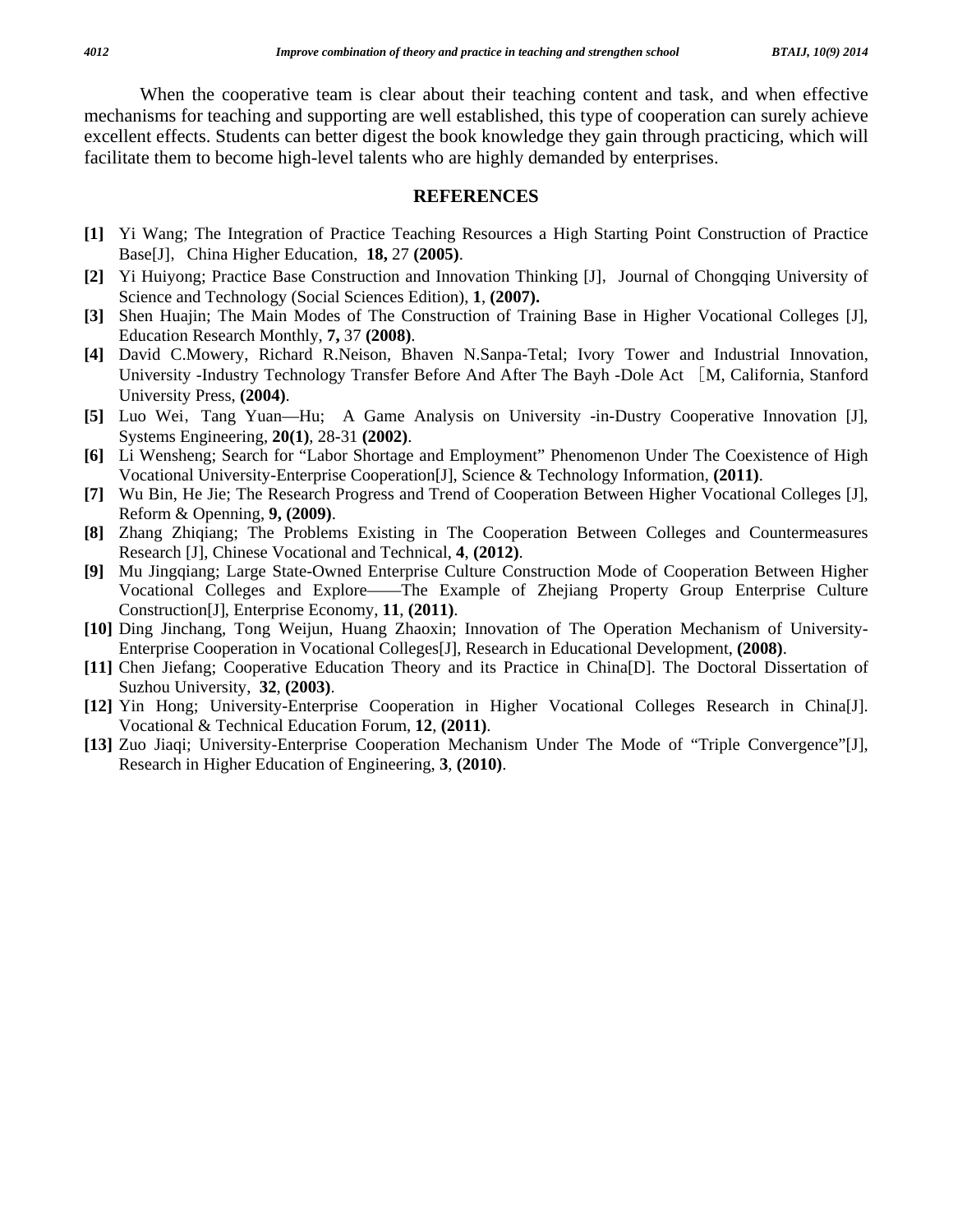When the cooperative team is clear about their teaching content and task, and when effective mechanisms for teaching and supporting are well established, this type of cooperation can surely achieve excellent effects. Students can better digest the book knowledge they gain through practicing, which will facilitate them to become high-level talents who are highly demanded by enterprises.

## REFERENCES

**[1]** Yi Wang; The Integration of Practice Teaching Resources a High Starting Point Construction of Practice Base[J], China Higher Education, **18,** 27 **(2005)**.

**[2]** Yi Huiyong; Practice Base Construction and Innovation Thinking [J], Journal of Chongqing University of Science and Technology (Social Sciences Edition), **1**, **(2007).**

**[3]** Shen Huajin; The Main Modes of The Construction of Training Base in Higher Vocational Colleges [J], Education Research Monthly, **7,** 37 **(2008)**.

**[4]** David C.Mowery, Richard R.Neison, Bhaven N.Sanpa-Tetal; Ivory Tower and Industrial Innovation, University -Industry Technology Transfer Before And After The Bayh -Dole Act ［M, California, Stanford University Press, **(2004)**.

**[5]** Luo Wei, Tang Yuan—Hu; A Game Analysis on University -in-Dustry Cooperative Innovation [J], Systems Engineering, **20(1)**, 28-31 **(2002)**.

**[6]** Li Wensheng; Search for “Labor Shortage and Employment” Phenomenon Under The Coexistence of High Vocational University-Enterprise Cooperation[J], Science & Technology Information, **(2011)**.

**[7]** Wu Bin, He Jie; The Research Progress and Trend of Cooperation Between Higher Vocational Colleges [J], Reform & Openning, **9, (2009)**.

**[8]** Zhang Zhiqiang; The Problems Existing in The Cooperation Between Colleges and Countermeasures Research [J], Chinese Vocational and Technical, **4**, **(2012)**.

**[9]** Mu Jingqiang; Large State-Owned Enterprise Culture Construction Mode of Cooperation Between Higher Vocational Colleges and Explore——The Example of Zhejiang Property Group Enterprise Culture Construction[J], Enterprise Economy, **11**, **(2011)**.

**[10]** Ding Jinchang, Tong Weijun, Huang Zhaoxin; Innovation of The Operation Mechanism of University-Enterprise Cooperation in Vocational Colleges[J], Research in Educational Development, **(2008)**.

**[11]** Chen Jiefang; Cooperative Education Theory and its Practice in China[D]. The Doctoral Dissertation of Suzhou University, **32**, **(2003)**.

**[12]** Yin Hong; University-Enterprise Cooperation in Higher Vocational Colleges Research in China[J]. Vocational & Technical Education Forum, **12**, **(2011)**.

**[13]** Zuo Jiaqi; University-Enterprise Cooperation Mechanism Under The Mode of “Triple Convergence”[J], Research in Higher Education of Engineering, **3**, **(2010)**.